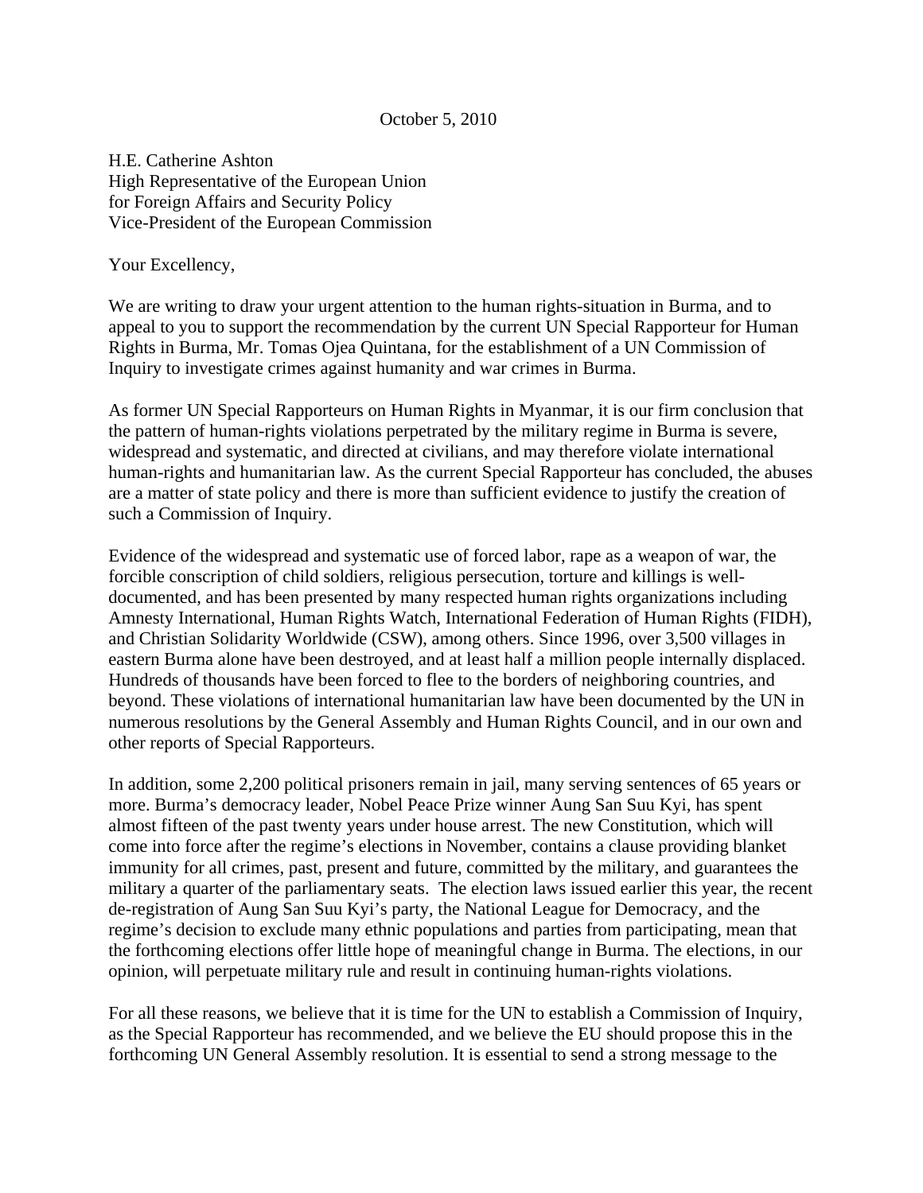October 5, 2010

H.E. Catherine Ashton
High Representative of the European Union
for Foreign Affairs and Security Policy
Vice-President of the European Commission

Your Excellency,

We are writing to draw your urgent attention to the human rights-situation in Burma, and to appeal to you to support the recommendation by the current UN Special Rapporteur for Human Rights in Burma, Mr. Tomas Ojea Quintana, for the establishment of a UN Commission of Inquiry to investigate crimes against humanity and war crimes in Burma.

As former UN Special Rapporteurs on Human Rights in Myanmar, it is our firm conclusion that the pattern of human-rights violations perpetrated by the military regime in Burma is severe, widespread and systematic, and directed at civilians, and may therefore violate international human-rights and humanitarian law. As the current Special Rapporteur has concluded, the abuses are a matter of state policy and there is more than sufficient evidence to justify the creation of such a Commission of Inquiry.

Evidence of the widespread and systematic use of forced labor, rape as a weapon of war, the forcible conscription of child soldiers, religious persecution, torture and killings is well-documented, and has been presented by many respected human rights organizations including Amnesty International, Human Rights Watch, International Federation of Human Rights (FIDH), and Christian Solidarity Worldwide (CSW), among others. Since 1996, over 3,500 villages in eastern Burma alone have been destroyed, and at least half a million people internally displaced. Hundreds of thousands have been forced to flee to the borders of neighboring countries, and beyond. These violations of international humanitarian law have been documented by the UN in numerous resolutions by the General Assembly and Human Rights Council, and in our own and other reports of Special Rapporteurs.

In addition, some 2,200 political prisoners remain in jail, many serving sentences of 65 years or more. Burma's democracy leader, Nobel Peace Prize winner Aung San Suu Kyi, has spent almost fifteen of the past twenty years under house arrest. The new Constitution, which will come into force after the regime's elections in November, contains a clause providing blanket immunity for all crimes, past, present and future, committed by the military, and guarantees the military a quarter of the parliamentary seats. The election laws issued earlier this year, the recent de-registration of Aung San Suu Kyi's party, the National League for Democracy, and the regime's decision to exclude many ethnic populations and parties from participating, mean that the forthcoming elections offer little hope of meaningful change in Burma. The elections, in our opinion, will perpetuate military rule and result in continuing human-rights violations.

For all these reasons, we believe that it is time for the UN to establish a Commission of Inquiry, as the Special Rapporteur has recommended, and we believe the EU should propose this in the forthcoming UN General Assembly resolution. It is essential to send a strong message to the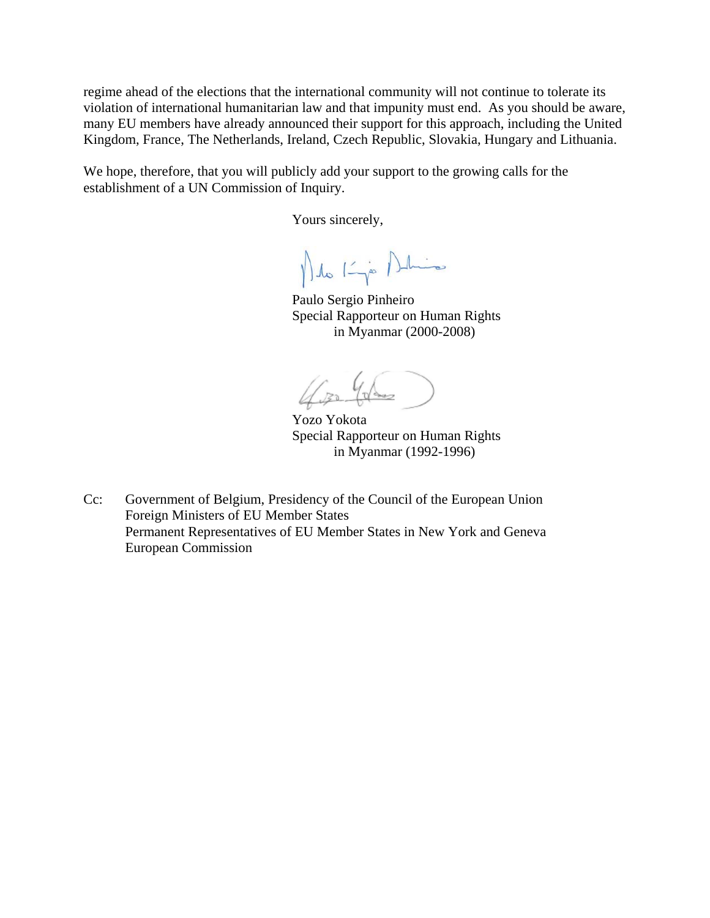regime ahead of the elections that the international community will not continue to tolerate its violation of international humanitarian law and that impunity must end. As you should be aware, many EU members have already announced their support for this approach, including the United Kingdom, France, The Netherlands, Ireland, Czech Republic, Slovakia, Hungary and Lithuania.

We hope, therefore, that you will publicly add your support to the growing calls for the establishment of a UN Commission of Inquiry.

Yours sincerely,

Paulo Sergio Pinheiro
Special Rapporteur on Human Rights in Myanmar (2000-2008)

Yozo Yokota
Special Rapporteur on Human Rights in Myanmar (1992-1996)

Cc: Government of Belgium, Presidency of the Council of the European Union
Foreign Ministers of EU Member States
Permanent Representatives of EU Member States in New York and Geneva
European Commission